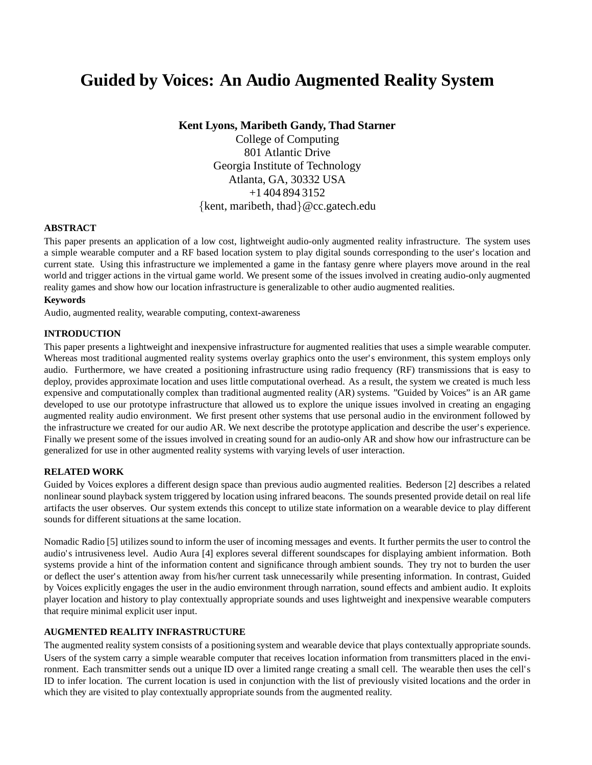# Guided by Voices: An Audio Augmented Reality System

**Kent Lyons, Maribeth Gandy, Thad Starner**

College of Computing
801 Atlantic Drive
Georgia Institute of Technology
Atlanta, GA, 30332 USA
+1 404 894 3152
{kent, maribeth, thad}@cc.gatech.edu

## ABSTRACT

This paper presents an application of a low cost, lightweight audio-only augmented reality infrastructure. The system uses a simple wearable computer and a RF based location system to play digital sounds corresponding to the user's location and current state. Using this infrastructure we implemented a game in the fantasy genre where players move around in the real world and trigger actions in the virtual game world. We present some of the issues involved in creating audio-only augmented reality games and show how our location infrastructure is generalizable to other audio augmented realities.

### Keywords

Audio, augmented reality, wearable computing, context-awareness

## INTRODUCTION

This paper presents a lightweight and inexpensive infrastructure for augmented realities that uses a simple wearable computer. Whereas most traditional augmented reality systems overlay graphics onto the user's environment, this system employs only audio. Furthermore, we have created a positioning infrastructure using radio frequency (RF) transmissions that is easy to deploy, provides approximate location and uses little computational overhead. As a result, the system we created is much less expensive and computationally complex than traditional augmented reality (AR) systems. "Guided by Voices" is an AR game developed to use our prototype infrastructure that allowed us to explore the unique issues involved in creating an engaging augmented reality audio environment. We first present other systems that use personal audio in the environment followed by the infrastructure we created for our audio AR. We next describe the prototype application and describe the user's experience. Finally we present some of the issues involved in creating sound for an audio-only AR and show how our infrastructure can be generalized for use in other augmented reality systems with varying levels of user interaction.

## RELATED WORK

Guided by Voices explores a different design space than previous audio augmented realities. Bederson [2] describes a related nonlinear sound playback system triggered by location using infrared beacons. The sounds presented provide detail on real life artifacts the user observes. Our system extends this concept to utilize state information on a wearable device to play different sounds for different situations at the same location.

Nomadic Radio [5] utilizes sound to inform the user of incoming messages and events. It further permits the user to control the audio's intrusiveness level. Audio Aura [4] explores several different soundscapes for displaying ambient information. Both systems provide a hint of the information content and significance through ambient sounds. They try not to burden the user or deflect the user's attention away from his/her current task unnecessarily while presenting information. In contrast, Guided by Voices explicitly engages the user in the audio environment through narration, sound effects and ambient audio. It exploits player location and history to play contextually appropriate sounds and uses lightweight and inexpensive wearable computers that require minimal explicit user input.

## AUGMENTED REALITY INFRASTRUCTURE

The augmented reality system consists of a positioning system and wearable device that plays contextually appropriate sounds. Users of the system carry a simple wearable computer that receives location information from transmitters placed in the environment. Each transmitter sends out a unique ID over a limited range creating a small cell. The wearable then uses the cell's ID to infer location. The current location is used in conjunction with the list of previously visited locations and the order in which they are visited to play contextually appropriate sounds from the augmented reality.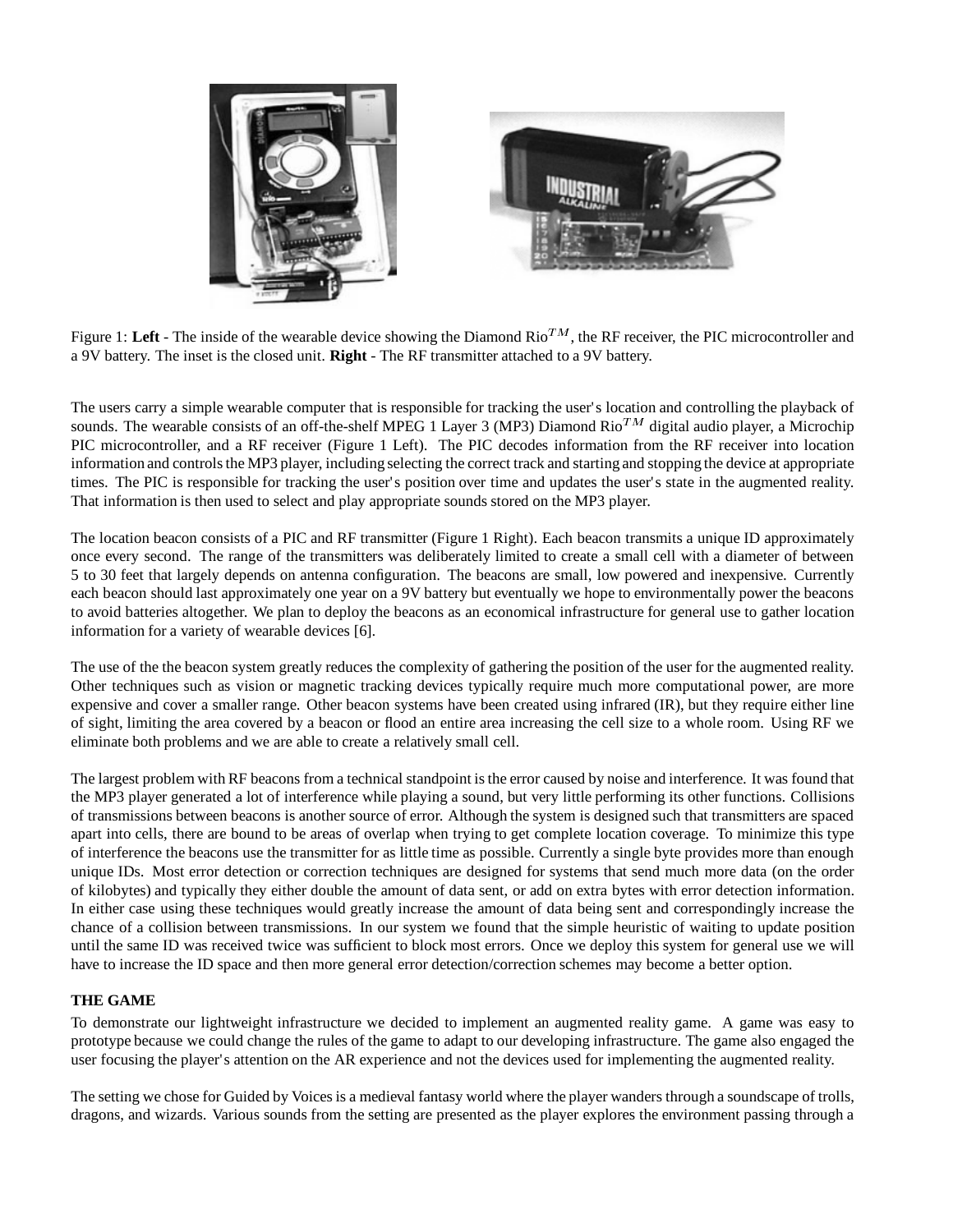Figure 1: **Left** - The inside of the wearable device showing the Diamond Rio$^{TM}$, the RF receiver, the PIC microcontroller and a 9V battery. The inset is the closed unit. **Right** - The RF transmitter attached to a 9V battery.

The users carry a simple wearable computer that is responsible for tracking the user's location and controlling the playback of sounds. The wearable consists of an off-the-shelf MPEG 1 Layer 3 (MP3) Diamond Rio$^{TM}$ digital audio player, a Microchip PIC microcontroller, and a RF receiver (Figure 1 Left). The PIC decodes information from the RF receiver into location information and controls the MP3 player, including selecting the correct track and starting and stopping the device at appropriate times. The PIC is responsible for tracking the user's position over time and updates the user's state in the augmented reality. That information is then used to select and play appropriate sounds stored on the MP3 player.

The location beacon consists of a PIC and RF transmitter (Figure 1 Right). Each beacon transmits a unique ID approximately once every second. The range of the transmitters was deliberately limited to create a small cell with a diameter of between 5 to 30 feet that largely depends on antenna configuration. The beacons are small, low powered and inexpensive. Currently each beacon should last approximately one year on a 9V battery but eventually we hope to environmentally power the beacons to avoid batteries altogether. We plan to deploy the beacons as an economical infrastructure for general use to gather location information for a variety of wearable devices [6].

The use of the the beacon system greatly reduces the complexity of gathering the position of the user for the augmented reality. Other techniques such as vision or magnetic tracking devices typically require much more computational power, are more expensive and cover a smaller range. Other beacon systems have been created using infrared (IR), but they require either line of sight, limiting the area covered by a beacon or flood an entire area increasing the cell size to a whole room. Using RF we eliminate both problems and we are able to create a relatively small cell.

The largest problem with RF beacons from a technical standpoint is the error caused by noise and interference. It was found that the MP3 player generated a lot of interference while playing a sound, but very little performing its other functions. Collisions of transmissions between beacons is another source of error. Although the system is designed such that transmitters are spaced apart into cells, there are bound to be areas of overlap when trying to get complete location coverage. To minimize this type of interference the beacons use the transmitter for as little time as possible. Currently a single byte provides more than enough unique IDs. Most error detection or correction techniques are designed for systems that send much more data (on the order of kilobytes) and typically they either double the amount of data sent, or add on extra bytes with error detection information. In either case using these techniques would greatly increase the amount of data being sent and correspondingly increase the chance of a collision between transmissions. In our system we found that the simple heuristic of waiting to update position until the same ID was received twice was sufficient to block most errors. Once we deploy this system for general use we will have to increase the ID space and then more general error detection/correction schemes may become a better option.

### THE GAME

To demonstrate our lightweight infrastructure we decided to implement an augmented reality game. A game was easy to prototype because we could change the rules of the game to adapt to our developing infrastructure. The game also engaged the user focusing the player's attention on the AR experience and not the devices used for implementing the augmented reality.

The setting we chose for Guided by Voices is a medieval fantasy world where the player wanders through a soundscape of trolls, dragons, and wizards. Various sounds from the setting are presented as the player explores the environment passing through a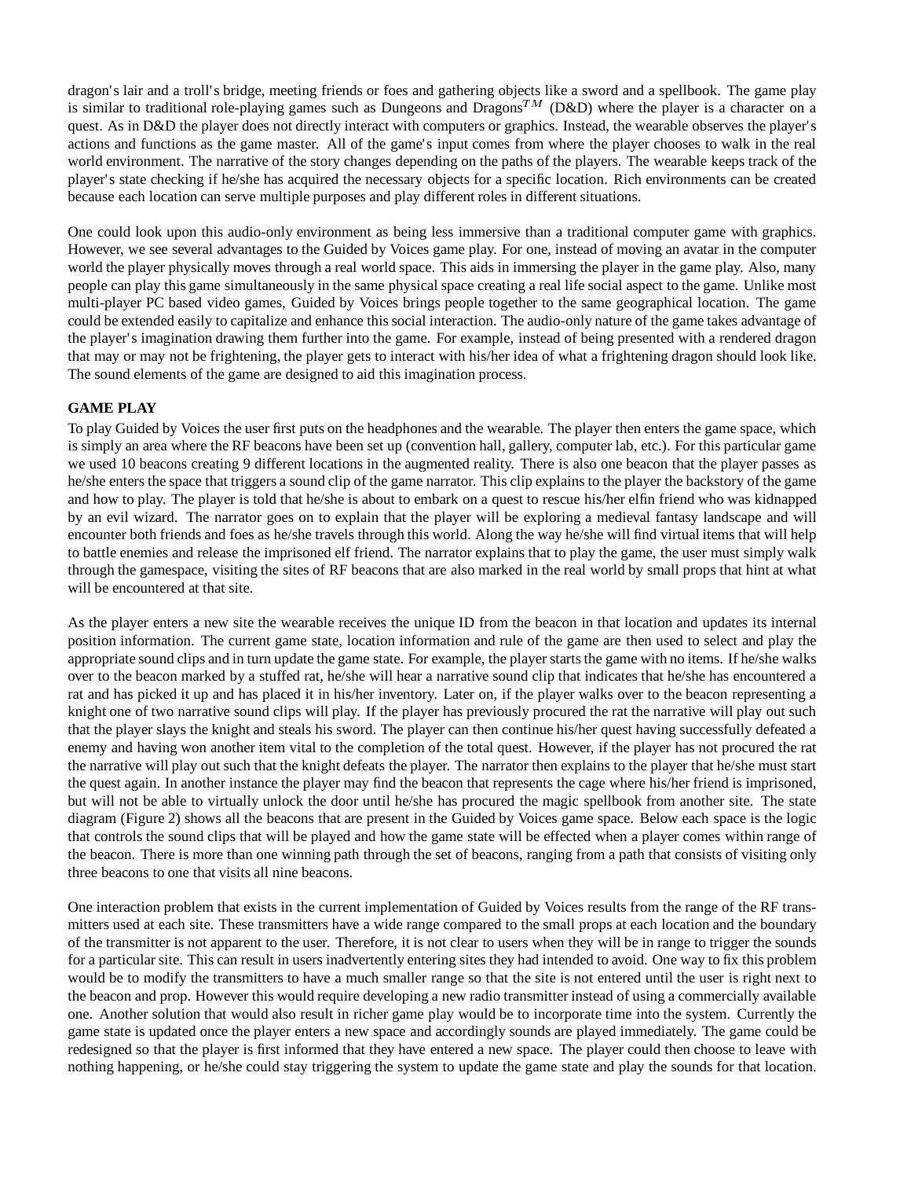dragon's lair and a troll's bridge, meeting friends or foes and gathering objects like a sword and a spellbook. The game play is similar to traditional role-playing games such as Dungeons and Dragons$^{TM}$ (D&D) where the player is a character on a quest. As in D&D the player does not directly interact with computers or graphics. Instead, the wearable observes the player's actions and functions as the game master. All of the game's input comes from where the player chooses to walk in the real world environment. The narrative of the story changes depending on the paths of the players. The wearable keeps track of the player's state checking if he/she has acquired the necessary objects for a specific location. Rich environments can be created because each location can serve multiple purposes and play different roles in different situations.

One could look upon this audio-only environment as being less immersive than a traditional computer game with graphics. However, we see several advantages to the Guided by Voices game play. For one, instead of moving an avatar in the computer world the player physically moves through a real world space. This aids in immersing the player in the game play. Also, many people can play this game simultaneously in the same physical space creating a real life social aspect to the game. Unlike most multi-player PC based video games, Guided by Voices brings people together to the same geographical location. The game could be extended easily to capitalize and enhance this social interaction. The audio-only nature of the game takes advantage of the player's imagination drawing them further into the game. For example, instead of being presented with a rendered dragon that may or may not be frightening, the player gets to interact with his/her idea of what a frightening dragon should look like. The sound elements of the game are designed to aid this imagination process.

## GAME PLAY

To play Guided by Voices the user first puts on the headphones and the wearable. The player then enters the game space, which is simply an area where the RF beacons have been set up (convention hall, gallery, computer lab, etc.). For this particular game we used 10 beacons creating 9 different locations in the augmented reality. There is also one beacon that the player passes as he/she enters the space that triggers a sound clip of the game narrator. This clip explains to the player the backstory of the game and how to play. The player is told that he/she is about to embark on a quest to rescue his/her elfin friend who was kidnapped by an evil wizard. The narrator goes on to explain that the player will be exploring a medieval fantasy landscape and will encounter both friends and foes as he/she travels through this world. Along the way he/she will find virtual items that will help to battle enemies and release the imprisoned elf friend. The narrator explains that to play the game, the user must simply walk through the gamespace, visiting the sites of RF beacons that are also marked in the real world by small props that hint at what will be encountered at that site.

As the player enters a new site the wearable receives the unique ID from the beacon in that location and updates its internal position information. The current game state, location information and rule of the game are then used to select and play the appropriate sound clips and in turn update the game state. For example, the player starts the game with no items. If he/she walks over to the beacon marked by a stuffed rat, he/she will hear a narrative sound clip that indicates that he/she has encountered a rat and has picked it up and has placed it in his/her inventory. Later on, if the player walks over to the beacon representing a knight one of two narrative sound clips will play. If the player has previously procured the rat the narrative will play out such that the player slays the knight and steals his sword. The player can then continue his/her quest having successfully defeated a enemy and having won another item vital to the completion of the total quest. However, if the player has not procured the rat the narrative will play out such that the knight defeats the player. The narrator then explains to the player that he/she must start the quest again. In another instance the player may find the beacon that represents the cage where his/her friend is imprisoned, but will not be able to virtually unlock the door until he/she has procured the magic spellbook from another site. The state diagram (Figure 2) shows all the beacons that are present in the Guided by Voices game space. Below each space is the logic that controls the sound clips that will be played and how the game state will be effected when a player comes within range of the beacon. There is more than one winning path through the set of beacons, ranging from a path that consists of visiting only three beacons to one that visits all nine beacons.

One interaction problem that exists in the current implementation of Guided by Voices results from the range of the RF transmitters used at each site. These transmitters have a wide range compared to the small props at each location and the boundary of the transmitter is not apparent to the user. Therefore, it is not clear to users when they will be in range to trigger the sounds for a particular site. This can result in users inadvertently entering sites they had intended to avoid. One way to fix this problem would be to modify the transmitters to have a much smaller range so that the site is not entered until the user is right next to the beacon and prop. However this would require developing a new radio transmitter instead of using a commercially available one. Another solution that would also result in richer game play would be to incorporate time into the system. Currently the game state is updated once the player enters a new space and accordingly sounds are played immediately. The game could be redesigned so that the player is first informed that they have entered a new space. The player could then choose to leave with nothing happening, or he/she could stay triggering the system to update the game state and play the sounds for that location.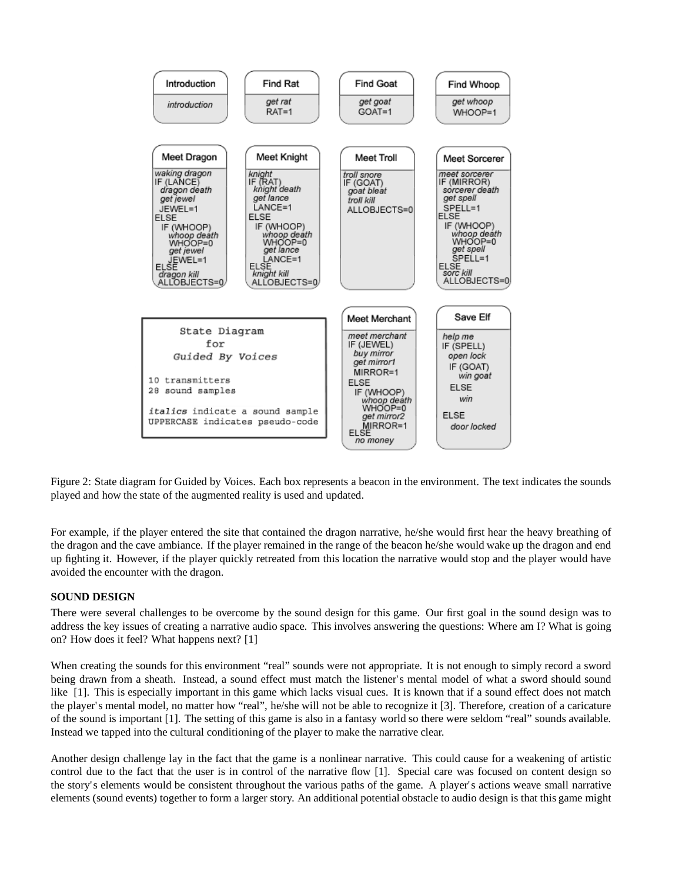Figure 2: State diagram for Guided by Voices. Each box represents a beacon in the environment. The text indicates the sounds played and how the state of the augmented reality is used and updated.

For example, if the player entered the site that contained the dragon narrative, he/she would first hear the heavy breathing of the dragon and the cave ambiance. If the player remained in the range of the beacon he/she would wake up the dragon and end up fighting it. However, if the player quickly retreated from this location the narrative would stop and the player would have avoided the encounter with the dragon.

**SOUND DESIGN**

There were several challenges to be overcome by the sound design for this game. Our first goal in the sound design was to address the key issues of creating a narrative audio space. This involves answering the questions: Where am I? What is going on? How does it feel? What happens next? [1]

When creating the sounds for this environment "real" sounds were not appropriate. It is not enough to simply record a sword being drawn from a sheath. Instead, a sound effect must match the listener's mental model of what a sword should sound like [1]. This is especially important in this game which lacks visual cues. It is known that if a sound effect does not match the player's mental model, no matter how "real", he/she will not be able to recognize it [3]. Therefore, creation of a caricature of the sound is important [1]. The setting of this game is also in a fantasy world so there were seldom "real" sounds available. Instead we tapped into the cultural conditioning of the player to make the narrative clear.

Another design challenge lay in the fact that the game is a nonlinear narrative. This could cause for a weakening of artistic control due to the fact that the user is in control of the narrative flow [1]. Special care was focused on content design so the story's elements would be consistent throughout the various paths of the game. A player's actions weave small narrative elements (sound events) together to form a larger story. An additional potential obstacle to audio design is that this game might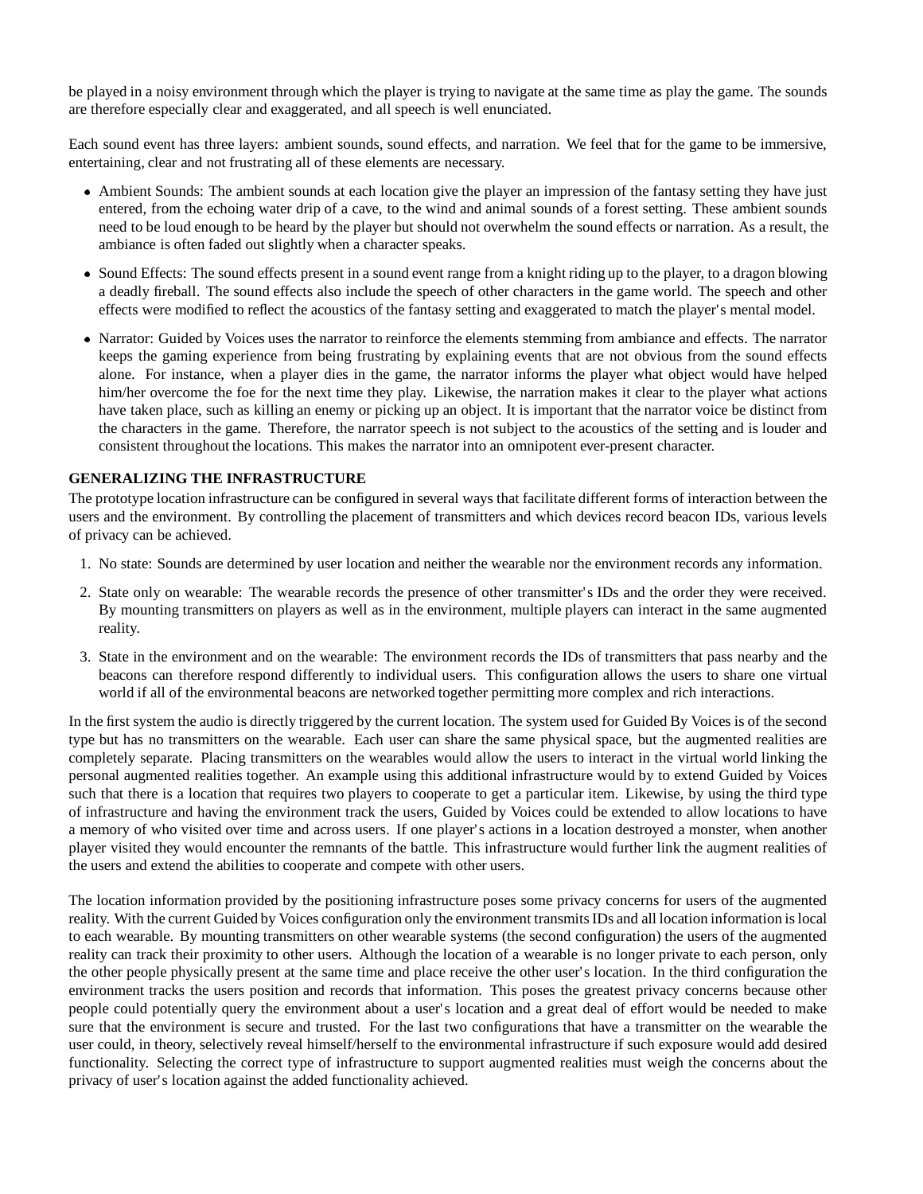be played in a noisy environment through which the player is trying to navigate at the same time as play the game. The sounds are therefore especially clear and exaggerated, and all speech is well enunciated.

Each sound event has three layers: ambient sounds, sound effects, and narration. We feel that for the game to be immersive, entertaining, clear and not frustrating all of these elements are necessary.

- Ambient Sounds: The ambient sounds at each location give the player an impression of the fantasy setting they have just entered, from the echoing water drip of a cave, to the wind and animal sounds of a forest setting. These ambient sounds need to be loud enough to be heard by the player but should not overwhelm the sound effects or narration. As a result, the ambiance is often faded out slightly when a character speaks.
- Sound Effects: The sound effects present in a sound event range from a knight riding up to the player, to a dragon blowing a deadly fireball. The sound effects also include the speech of other characters in the game world. The speech and other effects were modified to reflect the acoustics of the fantasy setting and exaggerated to match the player's mental model.
- Narrator: Guided by Voices uses the narrator to reinforce the elements stemming from ambiance and effects. The narrator keeps the gaming experience from being frustrating by explaining events that are not obvious from the sound effects alone. For instance, when a player dies in the game, the narrator informs the player what object would have helped him/her overcome the foe for the next time they play. Likewise, the narration makes it clear to the player what actions have taken place, such as killing an enemy or picking up an object. It is important that the narrator voice be distinct from the characters in the game. Therefore, the narrator speech is not subject to the acoustics of the setting and is louder and consistent throughout the locations. This makes the narrator into an omnipotent ever-present character.

**GENERALIZING THE INFRASTRUCTURE**

The prototype location infrastructure can be configured in several ways that facilitate different forms of interaction between the users and the environment. By controlling the placement of transmitters and which devices record beacon IDs, various levels of privacy can be achieved.

1. No state: Sounds are determined by user location and neither the wearable nor the environment records any information.
2. State only on wearable: The wearable records the presence of other transmitter's IDs and the order they were received. By mounting transmitters on players as well as in the environment, multiple players can interact in the same augmented reality.
3. State in the environment and on the wearable: The environment records the IDs of transmitters that pass nearby and the beacons can therefore respond differently to individual users. This configuration allows the users to share one virtual world if all of the environmental beacons are networked together permitting more complex and rich interactions.

In the first system the audio is directly triggered by the current location. The system used for Guided By Voices is of the second type but has no transmitters on the wearable. Each user can share the same physical space, but the augmented realities are completely separate. Placing transmitters on the wearables would allow the users to interact in the virtual world linking the personal augmented realities together. An example using this additional infrastructure would by to extend Guided by Voices such that there is a location that requires two players to cooperate to get a particular item. Likewise, by using the third type of infrastructure and having the environment track the users, Guided by Voices could be extended to allow locations to have a memory of who visited over time and across users. If one player's actions in a location destroyed a monster, when another player visited they would encounter the remnants of the battle. This infrastructure would further link the augment realities of the users and extend the abilities to cooperate and compete with other users.

The location information provided by the positioning infrastructure poses some privacy concerns for users of the augmented reality. With the current Guided by Voices configuration only the environment transmits IDs and all location information is local to each wearable. By mounting transmitters on other wearable systems (the second configuration) the users of the augmented reality can track their proximity to other users. Although the location of a wearable is no longer private to each person, only the other people physically present at the same time and place receive the other user's location. In the third configuration the environment tracks the users position and records that information. This poses the greatest privacy concerns because other people could potentially query the environment about a user's location and a great deal of effort would be needed to make sure that the environment is secure and trusted. For the last two configurations that have a transmitter on the wearable the user could, in theory, selectively reveal himself/herself to the environmental infrastructure if such exposure would add desired functionality. Selecting the correct type of infrastructure to support augmented realities must weigh the concerns about the privacy of user's location against the added functionality achieved.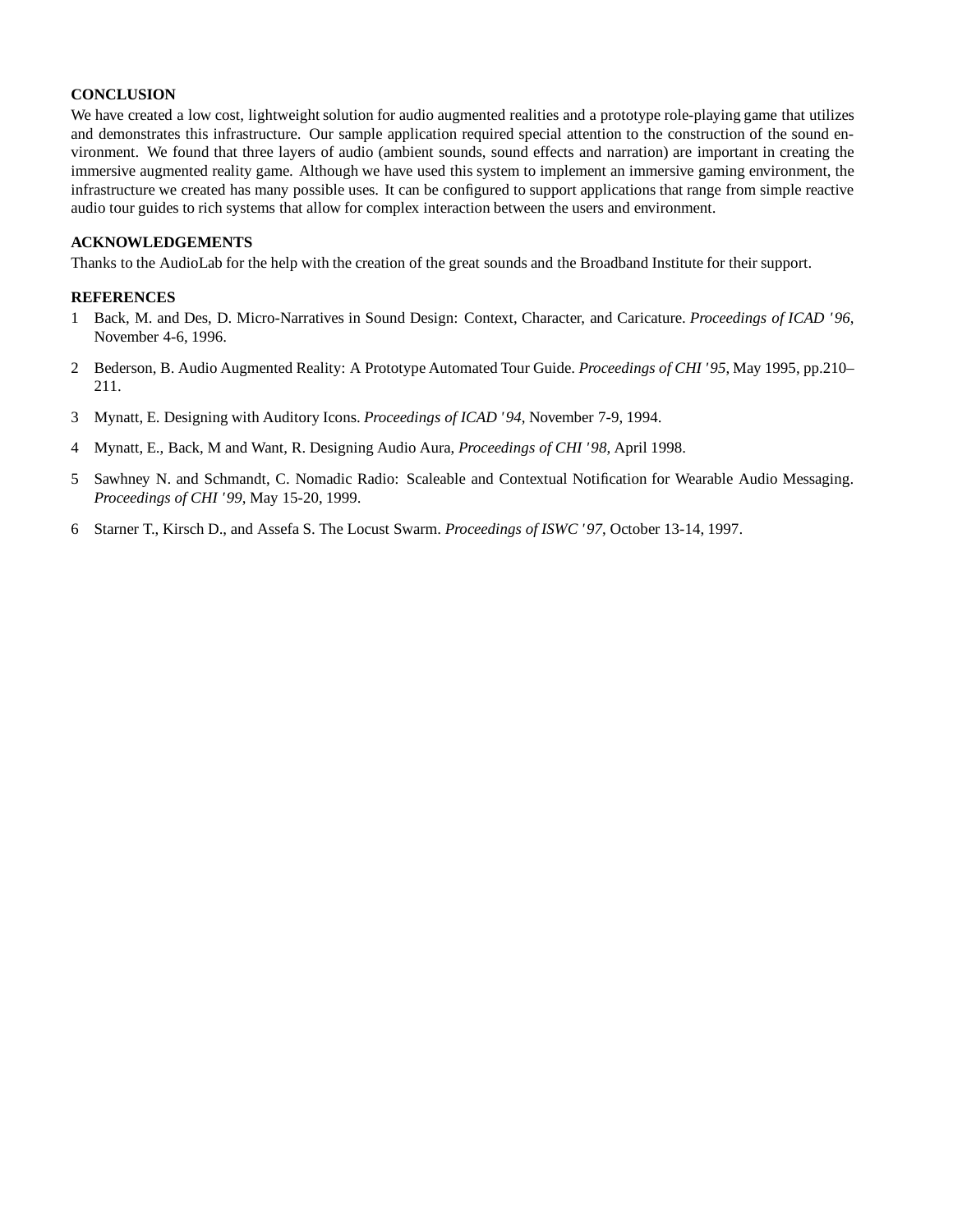## CONCLUSION

We have created a low cost, lightweight solution for audio augmented realities and a prototype role-playing game that utilizes and demonstrates this infrastructure. Our sample application required special attention to the construction of the sound environment. We found that three layers of audio (ambient sounds, sound effects and narration) are important in creating the immersive augmented reality game. Although we have used this system to implement an immersive gaming environment, the infrastructure we created has many possible uses. It can be configured to support applications that range from simple reactive audio tour guides to rich systems that allow for complex interaction between the users and environment.

## ACKNOWLEDGEMENTS

Thanks to the AudioLab for the help with the creation of the great sounds and the Broadband Institute for their support.

## REFERENCES

1. Back, M. and Des, D. Micro-Narratives in Sound Design: Context, Character, and Caricature. *Proceedings of ICAD '96*, November 4-6, 1996.

2. Bederson, B. Audio Augmented Reality: A Prototype Automated Tour Guide. *Proceedings of CHI '95*, May 1995, pp.210–211.

3. Mynatt, E. Designing with Auditory Icons. *Proceedings of ICAD '94*, November 7-9, 1994.

4. Mynatt, E., Back, M and Want, R. Designing Audio Aura, *Proceedings of CHI '98*, April 1998.

5. Sawhney N. and Schmandt, C. Nomadic Radio: Scaleable and Contextual Notification for Wearable Audio Messaging. *Proceedings of CHI '99*, May 15-20, 1999.

6. Starner T., Kirsch D., and Assefa S. The Locust Swarm. *Proceedings of ISWC '97*, October 13-14, 1997.